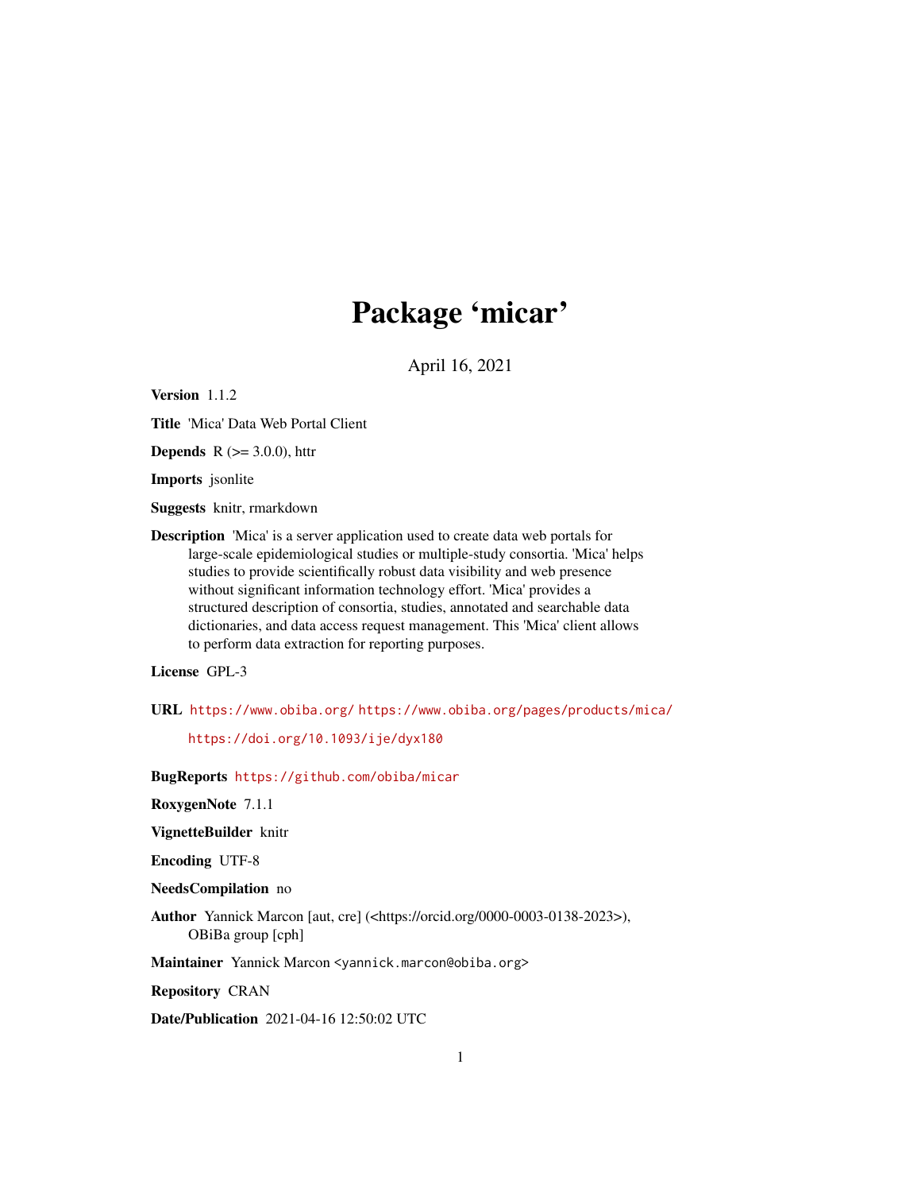# Package 'micar'

April 16, 2021

**Version** 1.1.2

**Title** 'Mica' Data Web Portal Client

**Depends** R (>= 3.0.0), httr

**Imports** jsonlite

**Suggests** knitr, rmarkdown

**Description** 'Mica' is a server application used to create data web portals for large-scale epidemiological studies or multiple-study consortia. 'Mica' helps studies to provide scientifically robust data visibility and web presence without significant information technology effort. 'Mica' provides a structured description of consortia, studies, annotated and searchable data dictionaries, and data access request management. This 'Mica' client allows to perform data extraction for reporting purposes.

**License** GPL-3

**URL** https://www.obiba.org/ https://www.obiba.org/pages/products/mica/ https://doi.org/10.1093/ije/dyx180

**BugReports** https://github.com/obiba/micar

**RoxygenNote** 7.1.1

**VignetteBuilder** knitr

**Encoding** UTF-8

**NeedsCompilation** no

**Author** Yannick Marcon [aut, cre] (<https://orcid.org/0000-0003-0138-2023>), OBiBa group [cph]

**Maintainer** Yannick Marcon <yannick.marcon@obiba.org>

**Repository** CRAN

**Date/Publication** 2021-04-16 12:50:02 UTC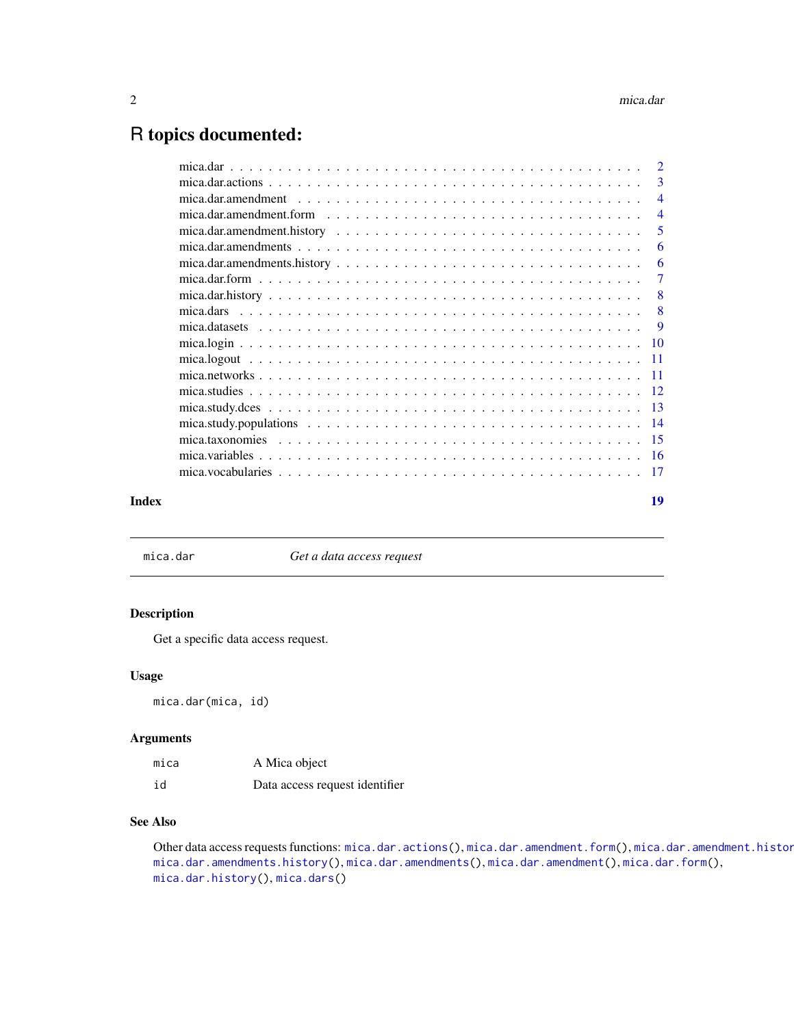# R topics documented:

| | |
|---|---|
| mica.dar | 2 |
| mica.dar.actions | 3 |
| mica.dar.amendment | 4 |
| mica.dar.amendment.form | 4 |
| mica.dar.amendment.history | 5 |
| mica.dar.amendments | 6 |
| mica.dar.amendments.history | 6 |
| mica.dar.form | 7 |
| mica.dar.history | 8 |
| mica.dars | 8 |
| mica.datasets | 9 |
| mica.login | 10 |
| mica.logout | 11 |
| mica.networks | 11 |
| mica.studies | 12 |
| mica.study.dces | 13 |
| mica.study.populations | 14 |
| mica.taxonomies | 15 |
| mica.variables | 16 |
| mica.vocabularies | 17 |

**Index** **19**

---

## mica.dar — *Get a data access request*

### Description

Get a specific data access request.

### Usage

```
mica.dar(mica, id)
```

### Arguments

| | |
|---|---|
| `mica` | A Mica object |
| `id` | Data access request identifier |

### See Also

Other data access requests functions: `mica.dar.actions()`, `mica.dar.amendment.form()`, `mica.dar.amendment.histor` `mica.dar.amendments.history()`, `mica.dar.amendments()`, `mica.dar.amendment()`, `mica.dar.form()`, `mica.dar.history()`, `mica.dars()`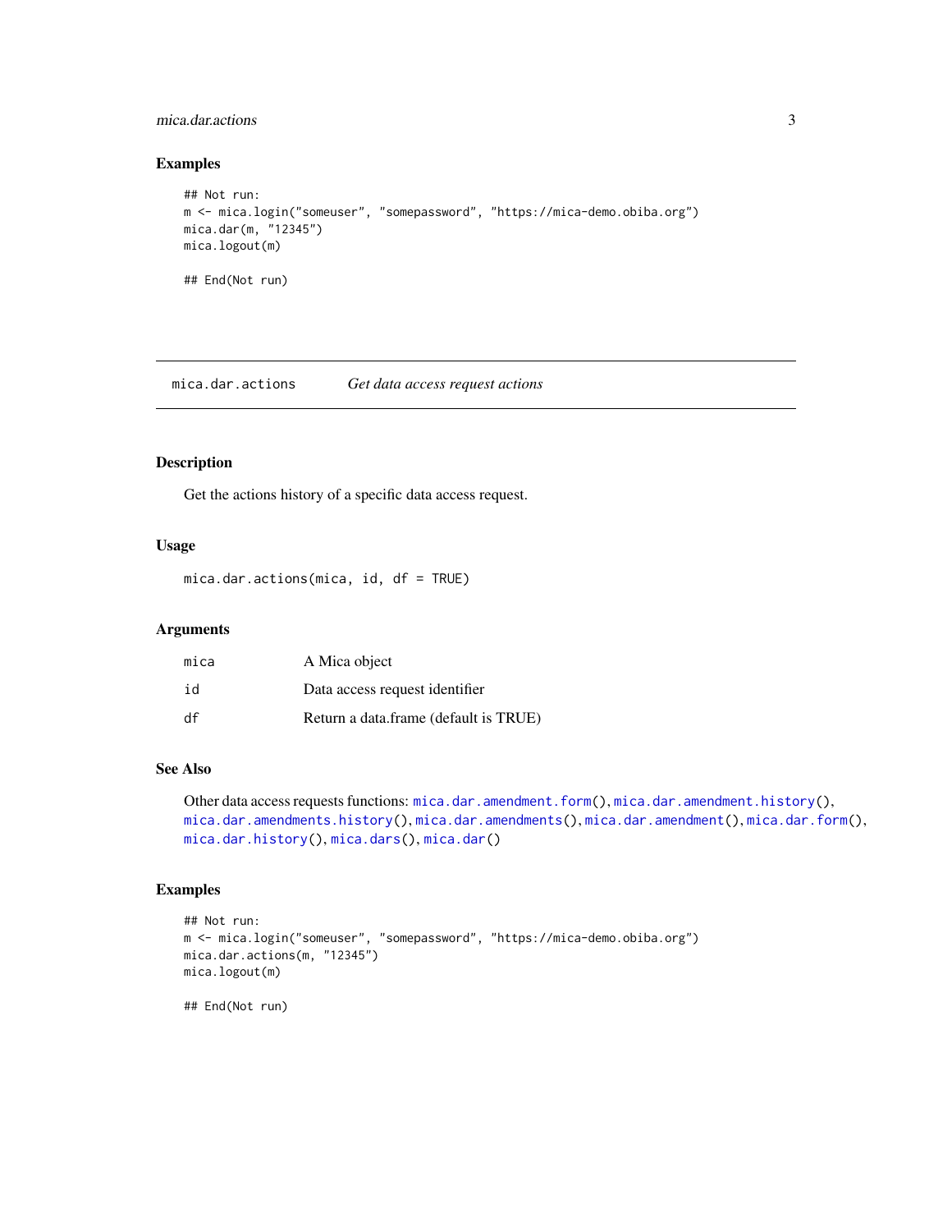### Examples

```
## Not run:
m <- mica.login("someuser", "somepassword", "https://mica-demo.obiba.org")
mica.dar(m, "12345")
mica.logout(m)

## End(Not run)
```

## mica.dar.actions — *Get data access request actions*

### Description

Get the actions history of a specific data access request.

### Usage

```
mica.dar.actions(mica, id, df = TRUE)
```

### Arguments

| | |
|---|---|
| mica | A Mica object |
| id | Data access request identifier |
| df | Return a data.frame (default is TRUE) |

### See Also

Other data access requests functions: mica.dar.amendment.form(), mica.dar.amendment.history(), mica.dar.amendments.history(), mica.dar.amendments(), mica.dar.amendment(), mica.dar.form(), mica.dar.history(), mica.dars(), mica.dar()

### Examples

```
## Not run:
m <- mica.login("someuser", "somepassword", "https://mica-demo.obiba.org")
mica.dar.actions(m, "12345")
mica.logout(m)

## End(Not run)
```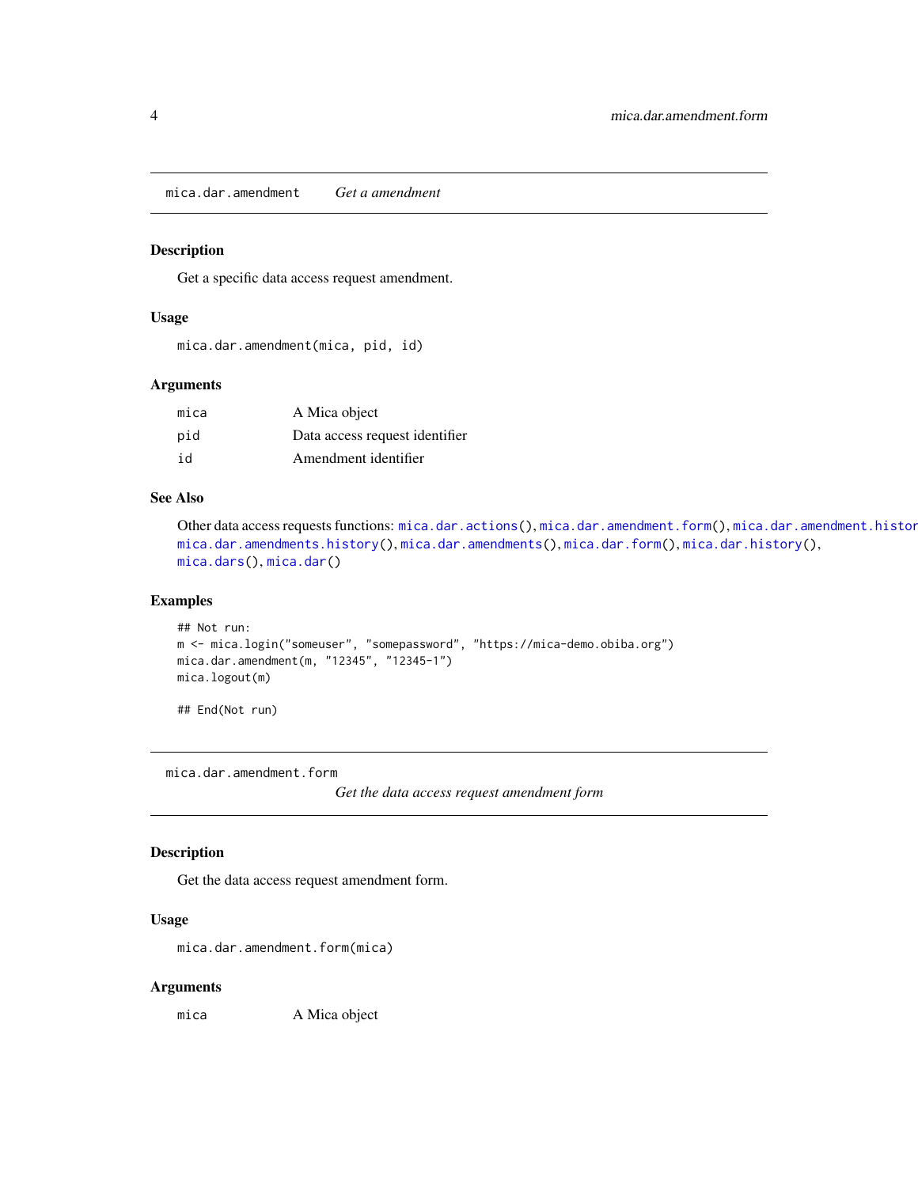## mica.dar.amendment — *Get a amendment*

### Description

Get a specific data access request amendment.

### Usage

```
mica.dar.amendment(mica, pid, id)
```

### Arguments

| | |
|---|---|
| mica | A Mica object |
| pid | Data access request identifier |
| id | Amendment identifier |

### See Also

Other data access requests functions: mica.dar.actions(), mica.dar.amendment.form(), mica.dar.amendment.histor mica.dar.amendments.history(), mica.dar.amendments(), mica.dar.form(), mica.dar.history(), mica.dars(), mica.dar()

### Examples

```
## Not run:
m <- mica.login("someuser", "somepassword", "https://mica-demo.obiba.org")
mica.dar.amendment(m, "12345", "12345-1")
mica.logout(m)

## End(Not run)
```

## mica.dar.amendment.form — *Get the data access request amendment form*

### Description

Get the data access request amendment form.

### Usage

```
mica.dar.amendment.form(mica)
```

### Arguments

| | |
|---|---|
| mica | A Mica object |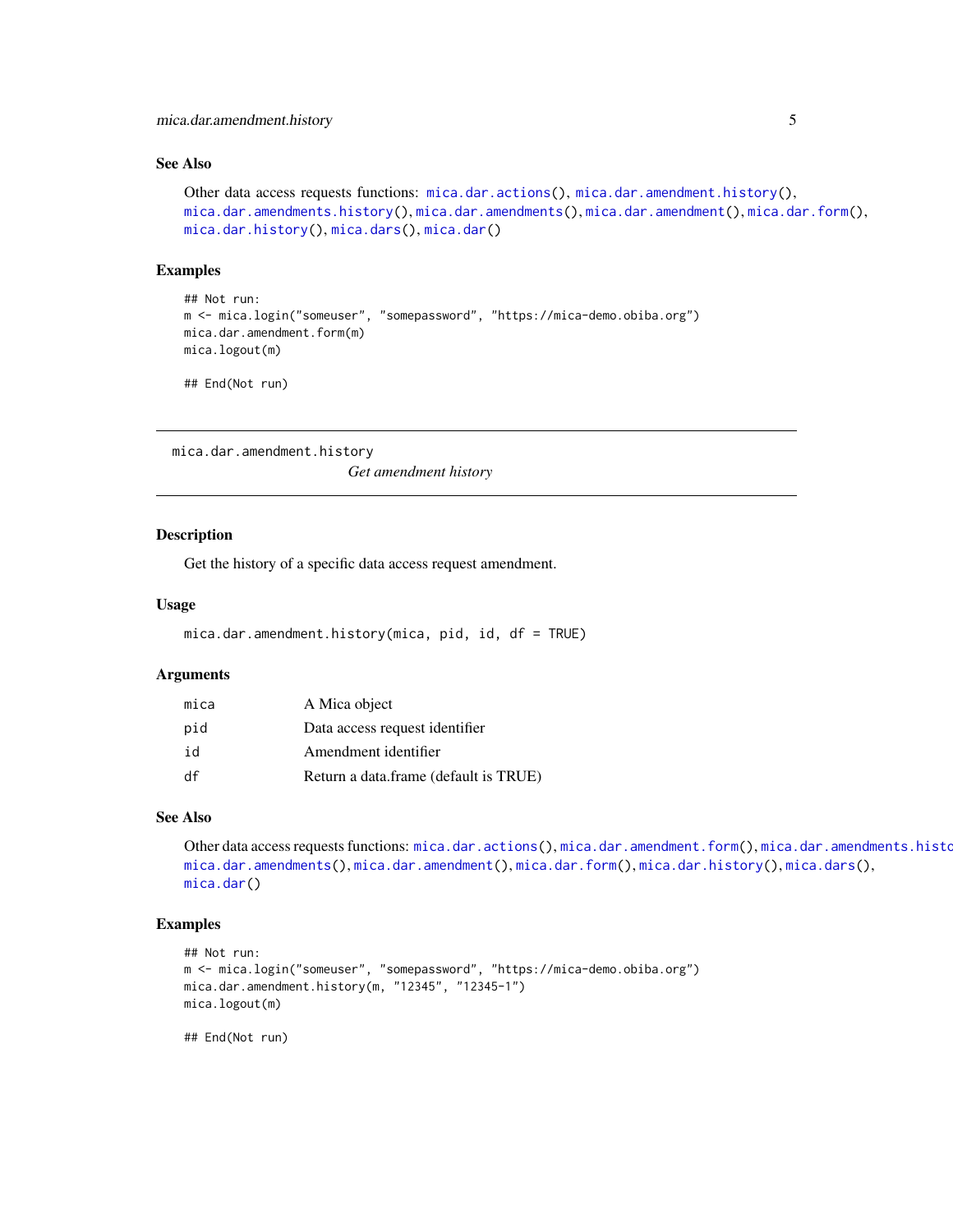## See Also

Other data access requests functions: mica.dar.actions(), mica.dar.amendment.history(), mica.dar.amendments.history(), mica.dar.amendments(), mica.dar.amendment(), mica.dar.form(), mica.dar.history(), mica.dars(), mica.dar()

## Examples

```
## Not run:
m <- mica.login("someuser", "somepassword", "https://mica-demo.obiba.org")
mica.dar.amendment.form(m)
mica.logout(m)

## End(Not run)
```

---

# mica.dar.amendment.history

*Get amendment history*

---

## Description

Get the history of a specific data access request amendment.

## Usage

```
mica.dar.amendment.history(mica, pid, id, df = TRUE)
```

## Arguments

| | |
|---|---|
| mica | A Mica object |
| pid | Data access request identifier |
| id | Amendment identifier |
| df | Return a data.frame (default is TRUE) |

## See Also

Other data access requests functions: mica.dar.actions(), mica.dar.amendment.form(), mica.dar.amendments.history(), mica.dar.amendments(), mica.dar.amendment(), mica.dar.form(), mica.dar.history(), mica.dars(), mica.dar()

## Examples

```
## Not run:
m <- mica.login("someuser", "somepassword", "https://mica-demo.obiba.org")
mica.dar.amendment.history(m, "12345", "12345-1")
mica.logout(m)

## End(Not run)
```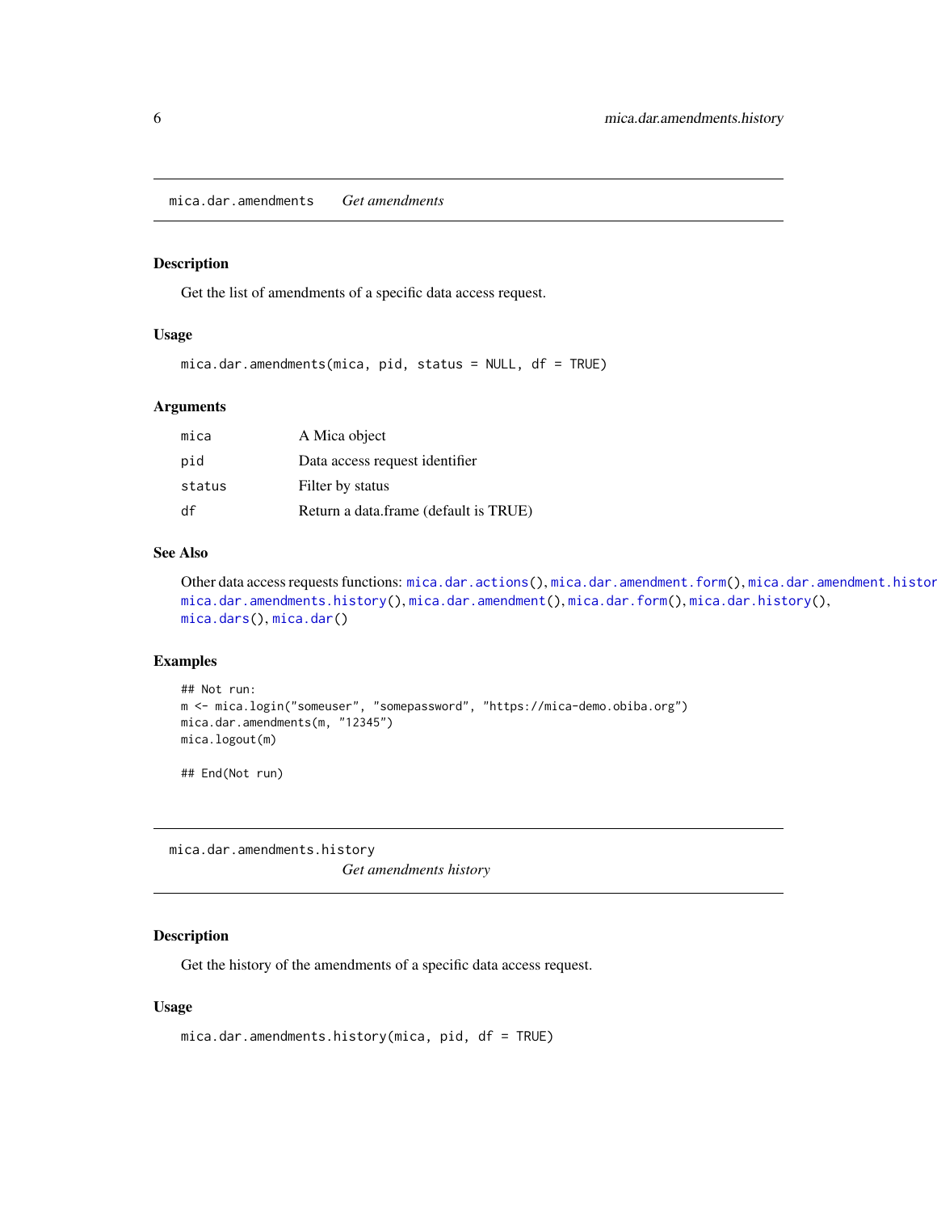## mica.dar.amendments *Get amendments*

### Description

Get the list of amendments of a specific data access request.

### Usage

```
mica.dar.amendments(mica, pid, status = NULL, df = TRUE)
```

### Arguments

| | |
|---|---|
| mica | A Mica object |
| pid | Data access request identifier |
| status | Filter by status |
| df | Return a data.frame (default is TRUE) |

### See Also

Other data access requests functions: mica.dar.actions(), mica.dar.amendment.form(), mica.dar.amendment.histor mica.dar.amendments.history(), mica.dar.amendment(), mica.dar.form(), mica.dar.history(), mica.dars(), mica.dar()

### Examples

```
## Not run:
m <- mica.login("someuser", "somepassword", "https://mica-demo.obiba.org")
mica.dar.amendments(m, "12345")
mica.logout(m)

## End(Not run)
```

## mica.dar.amendments.history *Get amendments history*

### Description

Get the history of the amendments of a specific data access request.

### Usage

```
mica.dar.amendments.history(mica, pid, df = TRUE)
```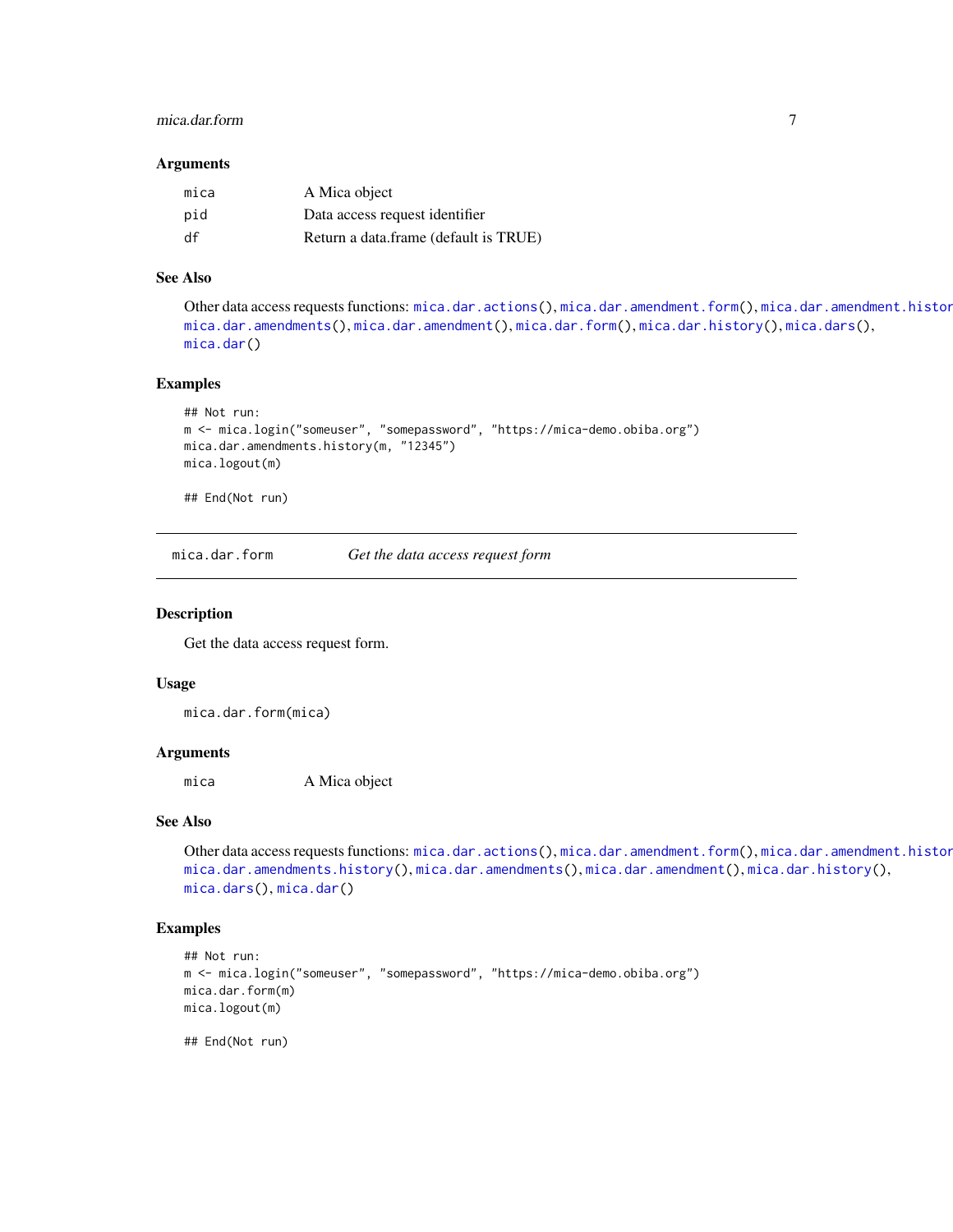### Arguments

| | |
|---|---|
| mica | A Mica object |
| pid | Data access request identifier |
| df | Return a data.frame (default is TRUE) |

### See Also

Other data access requests functions: `mica.dar.actions()`, `mica.dar.amendment.form()`, `mica.dar.amendment.histor` `mica.dar.amendments()`, `mica.dar.amendment()`, `mica.dar.form()`, `mica.dar.history()`, `mica.dars()`, `mica.dar()`

### Examples

```
## Not run:
m <- mica.login("someuser", "somepassword", "https://mica-demo.obiba.org")
mica.dar.amendments.history(m, "12345")
mica.logout(m)

## End(Not run)
```

---

## mica.dar.form — *Get the data access request form*

### Description

Get the data access request form.

### Usage

```
mica.dar.form(mica)
```

### Arguments

| | |
|---|---|
| mica | A Mica object |

### See Also

Other data access requests functions: `mica.dar.actions()`, `mica.dar.amendment.form()`, `mica.dar.amendment.histor` `mica.dar.amendments.history()`, `mica.dar.amendments()`, `mica.dar.amendment()`, `mica.dar.history()`, `mica.dars()`, `mica.dar()`

### Examples

```
## Not run:
m <- mica.login("someuser", "somepassword", "https://mica-demo.obiba.org")
mica.dar.form(m)
mica.logout(m)

## End(Not run)
```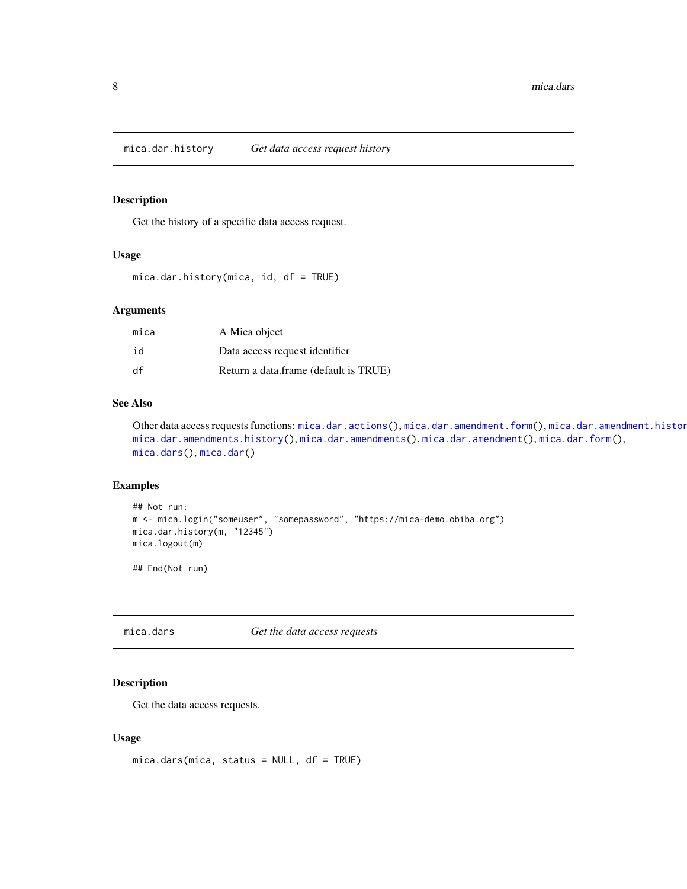## mica.dar.history — *Get data access request history*

### Description

Get the history of a specific data access request.

### Usage

```
mica.dar.history(mica, id, df = TRUE)
```

### Arguments

| | |
|---|---|
| mica | A Mica object |
| id | Data access request identifier |
| df | Return a data.frame (default is TRUE) |

### See Also

Other data access requests functions: mica.dar.actions(), mica.dar.amendment.form(), mica.dar.amendment.histor mica.dar.amendments.history(), mica.dar.amendments(), mica.dar.amendment(), mica.dar.form(), mica.dars(), mica.dar()

### Examples

```
## Not run:
m <- mica.login("someuser", "somepassword", "https://mica-demo.obiba.org")
mica.dar.history(m, "12345")
mica.logout(m)

## End(Not run)
```

## mica.dars — *Get the data access requests*

### Description

Get the data access requests.

### Usage

```
mica.dars(mica, status = NULL, df = TRUE)
```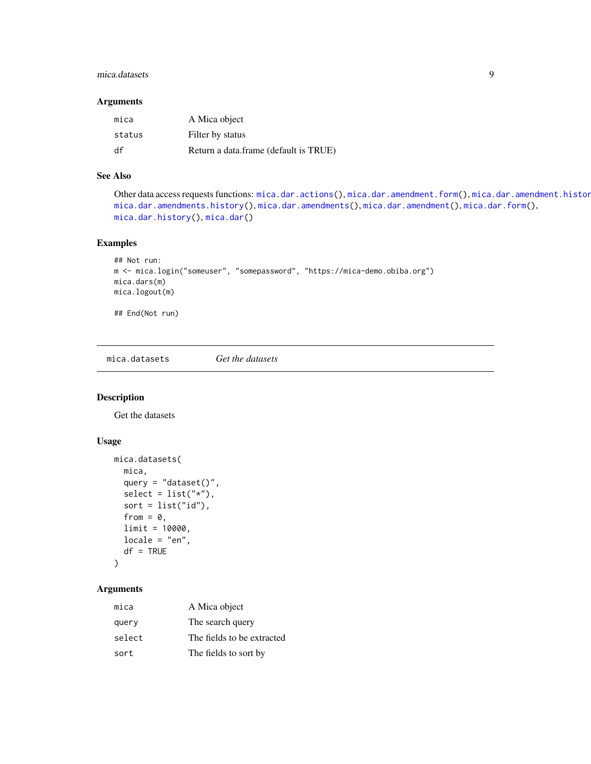### Arguments

| | |
|---|---|
| mica | A Mica object |
| status | Filter by status |
| df | Return a data.frame (default is TRUE) |

### See Also

Other data access requests functions: `mica.dar.actions()`, `mica.dar.amendment.form()`, `mica.dar.amendment.histor` `mica.dar.amendments.history()`, `mica.dar.amendments()`, `mica.dar.amendment()`, `mica.dar.form()`, `mica.dar.history()`, `mica.dar()`

### Examples

```
## Not run:
m <- mica.login("someuser", "somepassword", "https://mica-demo.obiba.org")
mica.dars(m)
mica.logout(m)

## End(Not run)
```

---

## mica.datasets    *Get the datasets*

---

### Description

Get the datasets

### Usage

```
mica.datasets(
  mica,
  query = "dataset()",
  select = list("*"),
  sort = list("id"),
  from = 0,
  limit = 10000,
  locale = "en",
  df = TRUE
)
```

### Arguments

| | |
|---|---|
| mica | A Mica object |
| query | The search query |
| select | The fields to be extracted |
| sort | The fields to sort by |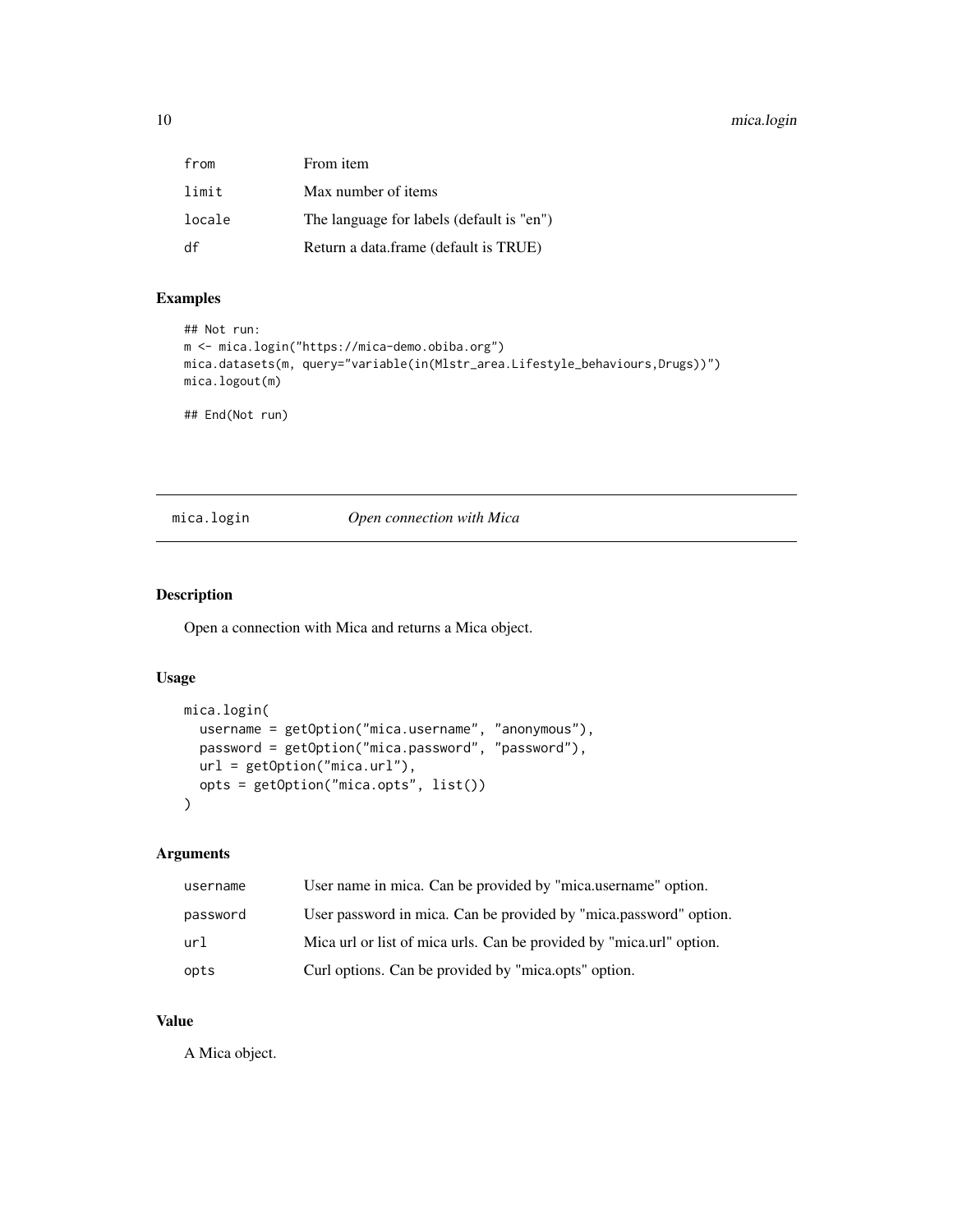| | |
|---|---|
| from | From item |
| limit | Max number of items |
| locale | The language for labels (default is "en") |
| df | Return a data.frame (default is TRUE) |

## Examples

```
## Not run:
m <- mica.login("https://mica-demo.obiba.org")
mica.datasets(m, query="variable(in(Mlstr_area.Lifestyle_behaviours,Drugs))")
mica.logout(m)

## End(Not run)
```

---

# mica.login *Open connection with Mica*

---

## Description

Open a connection with Mica and returns a Mica object.

## Usage

```
mica.login(
  username = getOption("mica.username", "anonymous"),
  password = getOption("mica.password", "password"),
  url = getOption("mica.url"),
  opts = getOption("mica.opts", list())
)
```

## Arguments

| | |
|---|---|
| username | User name in mica. Can be provided by "mica.username" option. |
| password | User password in mica. Can be provided by "mica.password" option. |
| url | Mica url or list of mica urls. Can be provided by "mica.url" option. |
| opts | Curl options. Can be provided by "mica.opts" option. |

## Value

A Mica object.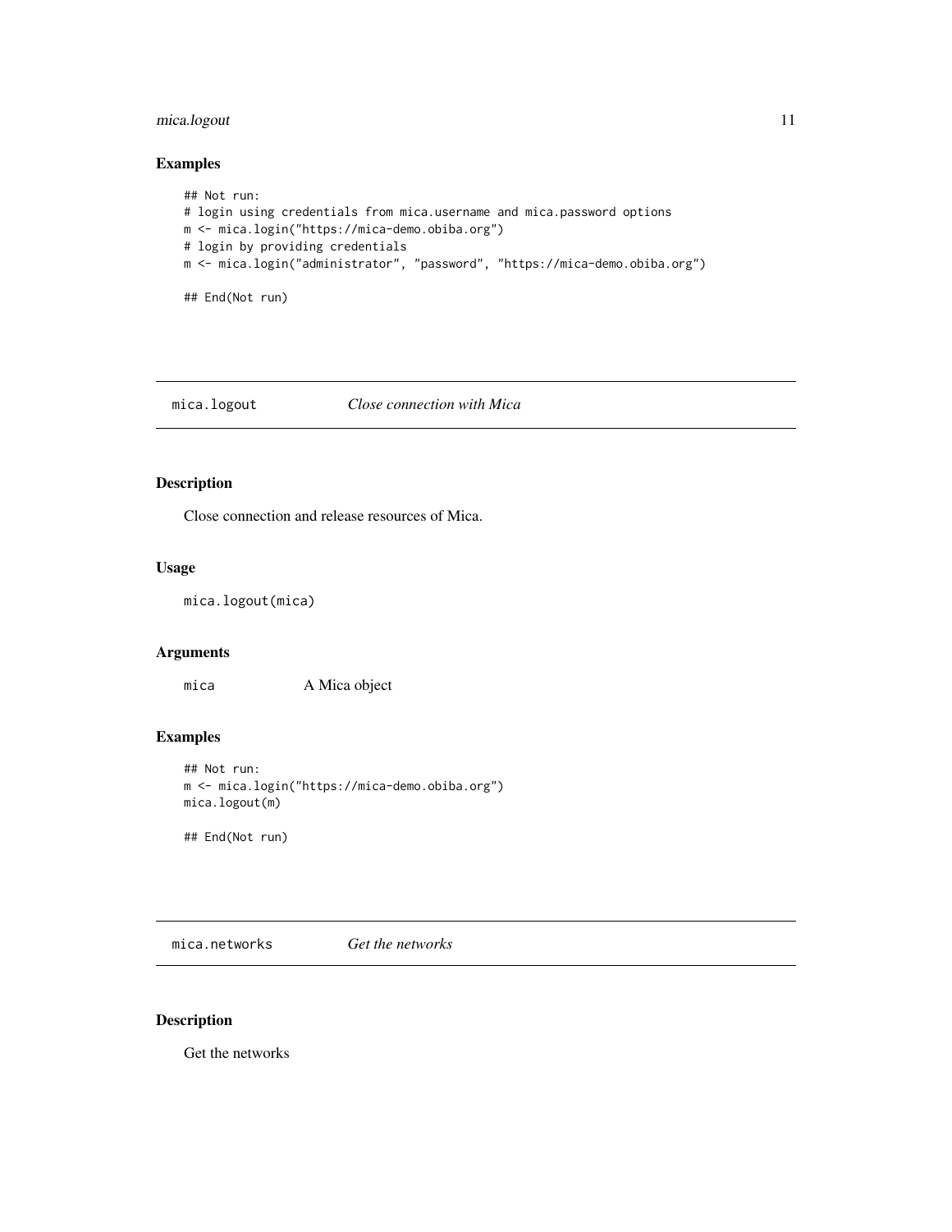### Examples

```
## Not run:
# login using credentials from mica.username and mica.password options
m <- mica.login("https://mica-demo.obiba.org")
# login by providing credentials
m <- mica.login("administrator", "password", "https://mica-demo.obiba.org")

## End(Not run)
```

---

## mica.logout — *Close connection with Mica*

---

### Description

Close connection and release resources of Mica.

### Usage

```
mica.logout(mica)
```

### Arguments

| | |
|---|---|
| `mica` | A Mica object |

### Examples

```
## Not run:
m <- mica.login("https://mica-demo.obiba.org")
mica.logout(m)

## End(Not run)
```

---

## mica.networks — *Get the networks*

---

### Description

Get the networks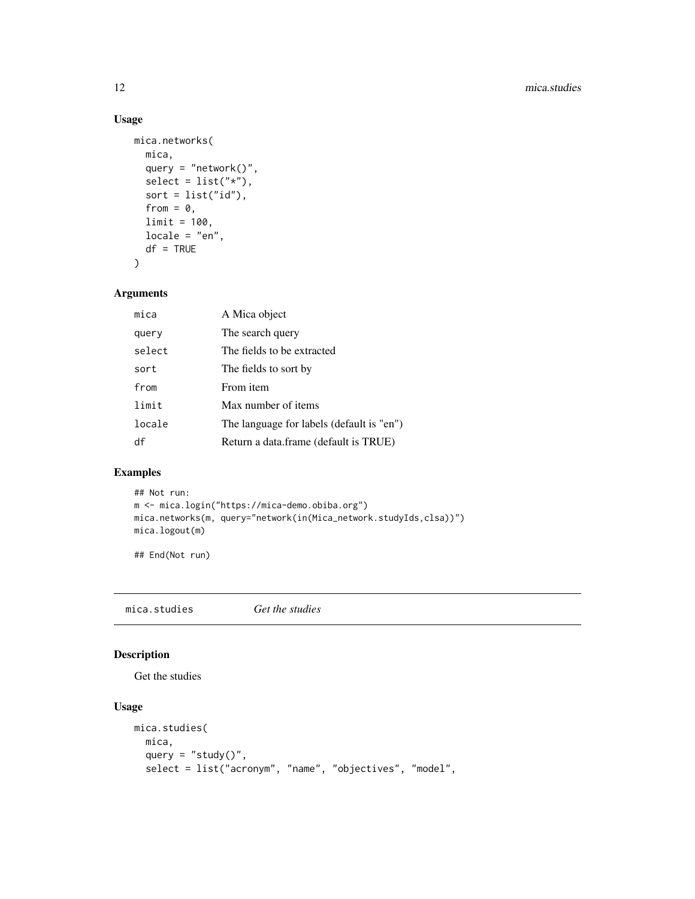## Usage

```
mica.networks(
  mica,
  query = "network()",
  select = list("*"),
  sort = list("id"),
  from = 0,
  limit = 100,
  locale = "en",
  df = TRUE
)
```

## Arguments

| | |
|---|---|
| mica | A Mica object |
| query | The search query |
| select | The fields to be extracted |
| sort | The fields to sort by |
| from | From item |
| limit | Max number of items |
| locale | The language for labels (default is "en") |
| df | Return a data.frame (default is TRUE) |

## Examples

```
## Not run:
m <- mica.login("https://mica-demo.obiba.org")
mica.networks(m, query="network(in(Mica_network.studyIds,clsa))")
mica.logout(m)

## End(Not run)
```

---

# mica.studies *Get the studies*

## Description

Get the studies

## Usage

```
mica.studies(
  mica,
  query = "study()",
  select = list("acronym", "name", "objectives", "model",
```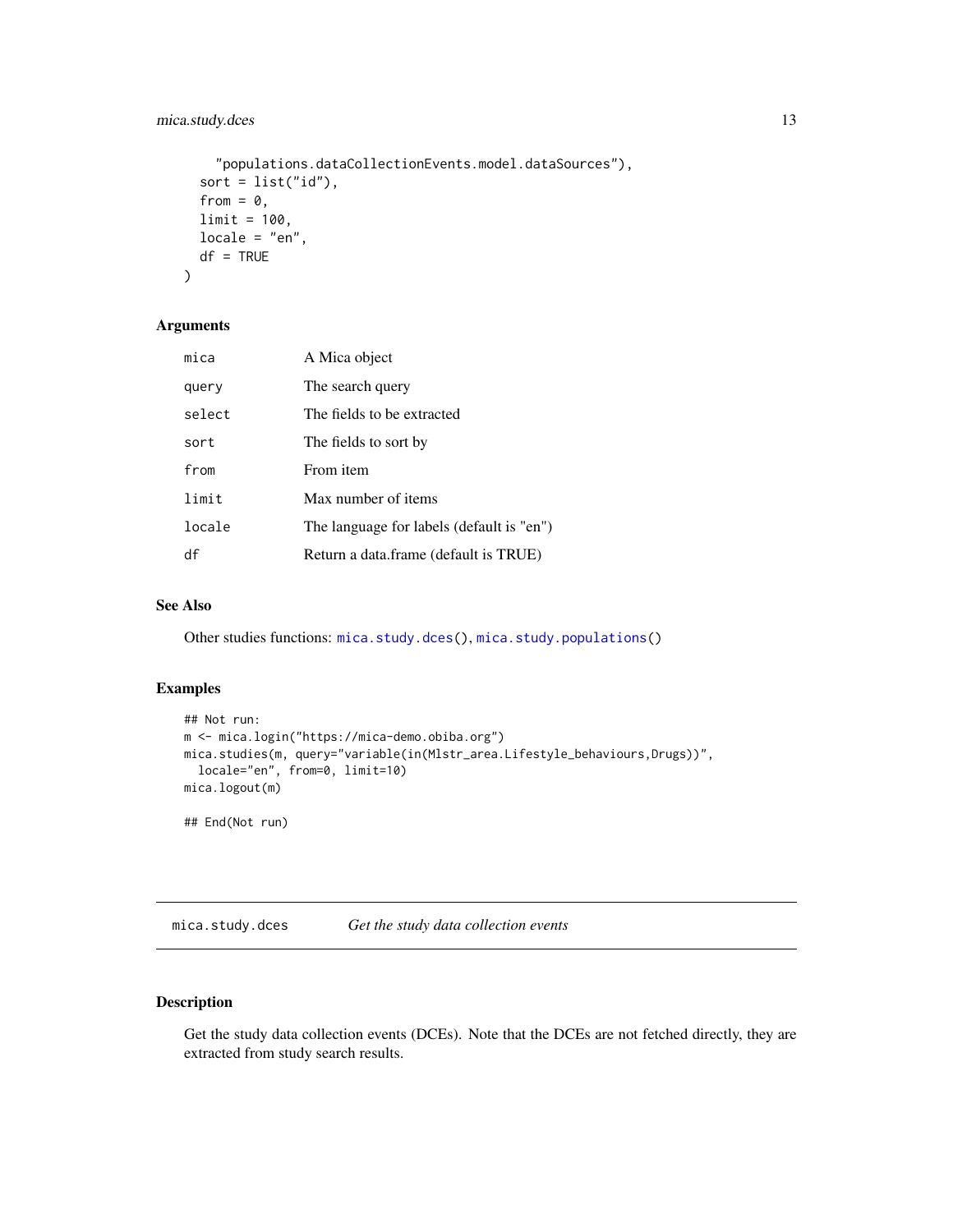```
    "populations.dataCollectionEvents.model.dataSources"),
  sort = list("id"),
  from = 0,
  limit = 100,
  locale = "en",
  df = TRUE
)
```

### Arguments

| | |
|---|---|
| mica | A Mica object |
| query | The search query |
| select | The fields to be extracted |
| sort | The fields to sort by |
| from | From item |
| limit | Max number of items |
| locale | The language for labels (default is "en") |
| df | Return a data.frame (default is TRUE) |

### See Also

Other studies functions: `mica.study.dces()`, `mica.study.populations()`

### Examples

```
## Not run:
m <- mica.login("https://mica-demo.obiba.org")
mica.studies(m, query="variable(in(Mlstr_area.Lifestyle_behaviours,Drugs))",
  locale="en", from=0, limit=10)
mica.logout(m)

## End(Not run)
```

## mica.study.dces — *Get the study data collection events*

### Description

Get the study data collection events (DCEs). Note that the DCEs are not fetched directly, they are extracted from study search results.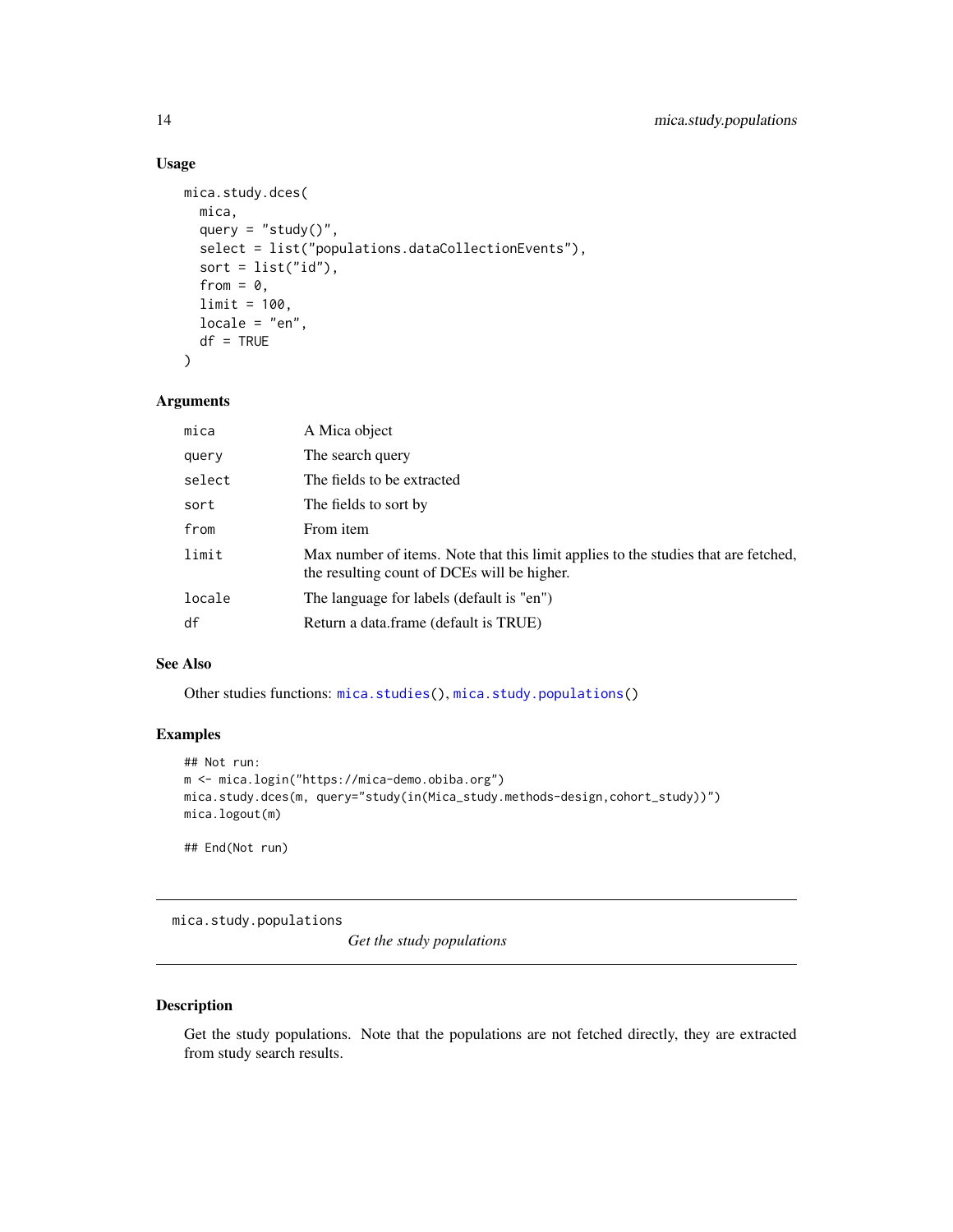### Usage

```
mica.study.dces(
  mica,
  query = "study()",
  select = list("populations.dataCollectionEvents"),
  sort = list("id"),
  from = 0,
  limit = 100,
  locale = "en",
  df = TRUE
)
```

### Arguments

| | |
|---|---|
| mica | A Mica object |
| query | The search query |
| select | The fields to be extracted |
| sort | The fields to sort by |
| from | From item |
| limit | Max number of items. Note that this limit applies to the studies that are fetched, the resulting count of DCEs will be higher. |
| locale | The language for labels (default is "en") |
| df | Return a data.frame (default is TRUE) |

### See Also

Other studies functions: mica.studies(), mica.study.populations()

### Examples

```
## Not run:
m <- mica.login("https://mica-demo.obiba.org")
mica.study.dces(m, query="study(in(Mica_study.methods-design,cohort_study))")
mica.logout(m)

## End(Not run)
```

---

## mica.study.populations    *Get the study populations*

### Description

Get the study populations. Note that the populations are not fetched directly, they are extracted from study search results.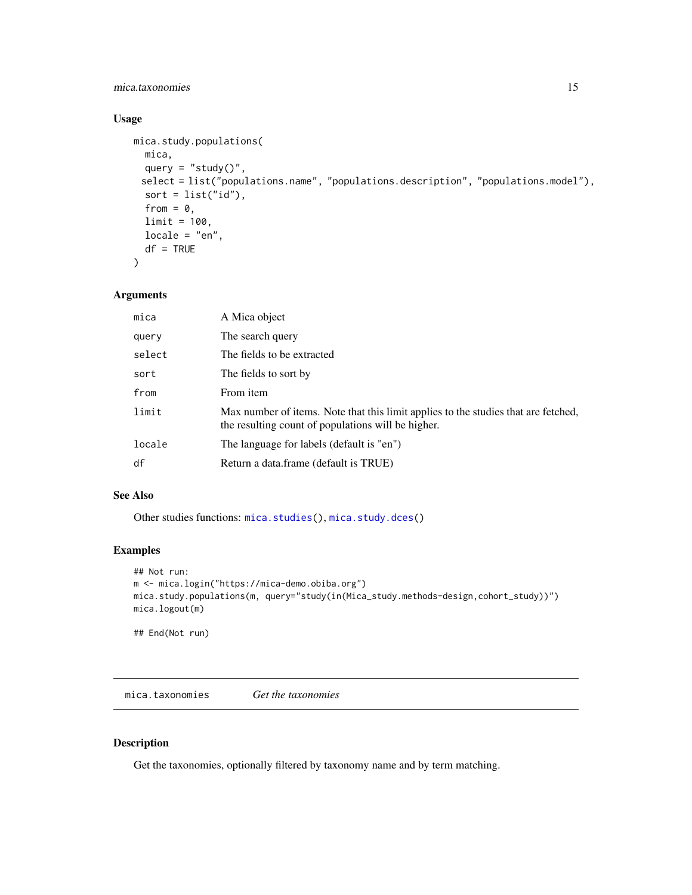### Usage

```
mica.study.populations(
  mica,
  query = "study()",
 select = list("populations.name", "populations.description", "populations.model"),
  sort = list("id"),
  from = 0,
  limit = 100,
  locale = "en",
  df = TRUE
)
```

### Arguments

| | |
|---|---|
| mica | A Mica object |
| query | The search query |
| select | The fields to be extracted |
| sort | The fields to sort by |
| from | From item |
| limit | Max number of items. Note that this limit applies to the studies that are fetched, the resulting count of populations will be higher. |
| locale | The language for labels (default is "en") |
| df | Return a data.frame (default is TRUE) |

### See Also

Other studies functions: `mica.studies()`, `mica.study.dces()`

### Examples

```
## Not run:
m <- mica.login("https://mica-demo.obiba.org")
mica.study.populations(m, query="study(in(Mica_study.methods-design,cohort_study))")
mica.logout(m)

## End(Not run)
```

---

## mica.taxonomies *Get the taxonomies*

### Description

Get the taxonomies, optionally filtered by taxonomy name and by term matching.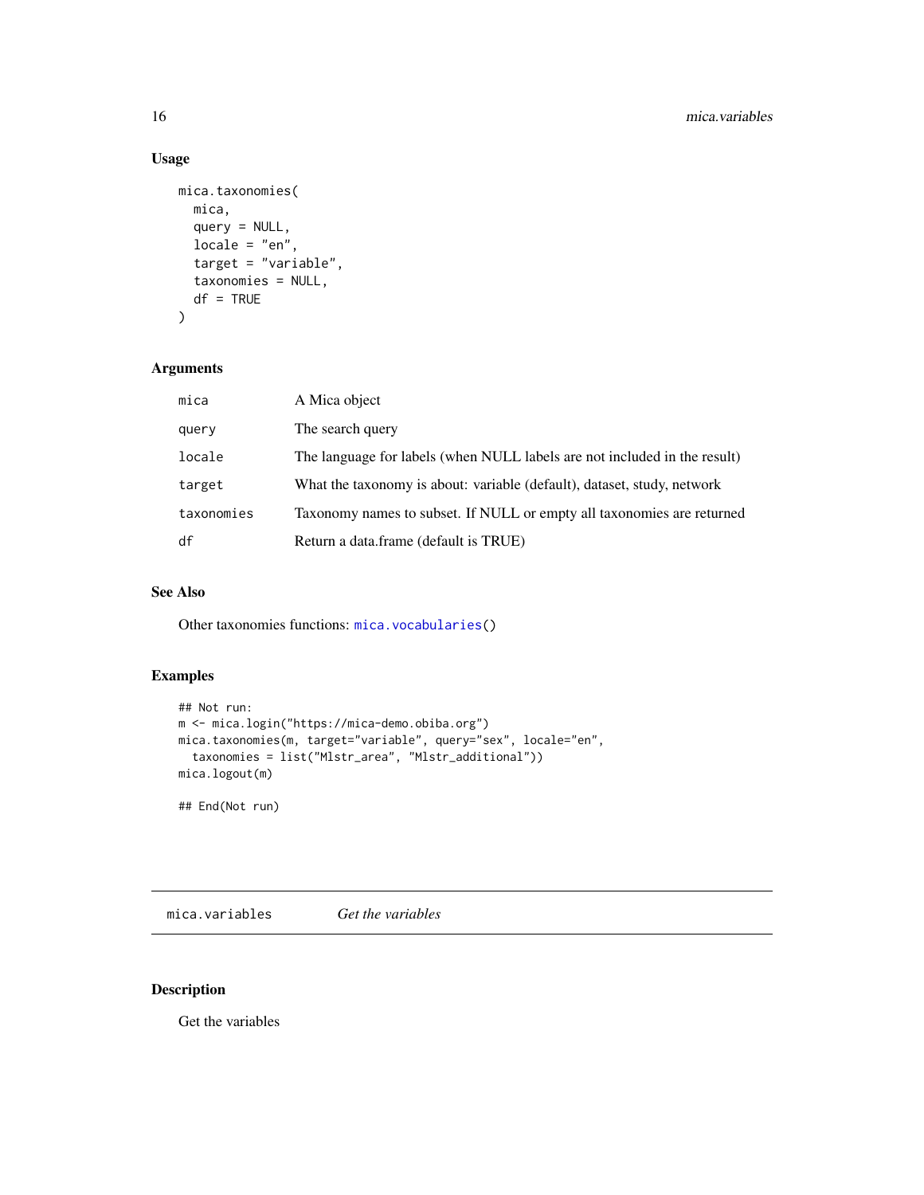## Usage

```
mica.taxonomies(
  mica,
  query = NULL,
  locale = "en",
  target = "variable",
  taxonomies = NULL,
  df = TRUE
)
```

## Arguments

| | |
|---|---|
| mica | A Mica object |
| query | The search query |
| locale | The language for labels (when NULL labels are not included in the result) |
| target | What the taxonomy is about: variable (default), dataset, study, network |
| taxonomies | Taxonomy names to subset. If NULL or empty all taxonomies are returned |
| df | Return a data.frame (default is TRUE) |

## See Also

Other taxonomies functions: `mica.vocabularies()`

## Examples

```
## Not run:
m <- mica.login("https://mica-demo.obiba.org")
mica.taxonomies(m, target="variable", query="sex", locale="en",
  taxonomies = list("Mlstr_area", "Mlstr_additional"))
mica.logout(m)

## End(Not run)
```

---

# mica.variables *Get the variables*

## Description

Get the variables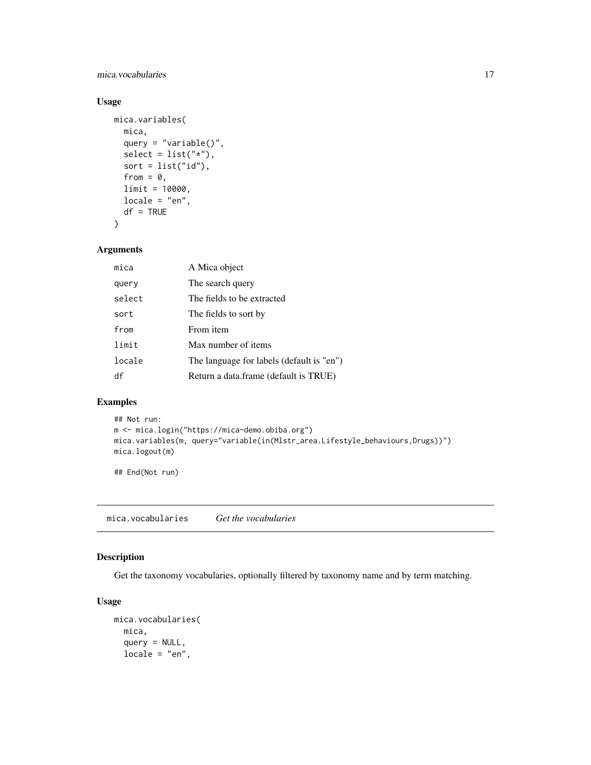## Usage

```
mica.variables(
  mica,
  query = "variable()",
  select = list("*"),
  sort = list("id"),
  from = 0,
  limit = 10000,
  locale = "en",
  df = TRUE
)
```

## Arguments

| | |
|---|---|
| mica | A Mica object |
| query | The search query |
| select | The fields to be extracted |
| sort | The fields to sort by |
| from | From item |
| limit | Max number of items |
| locale | The language for labels (default is "en") |
| df | Return a data.frame (default is TRUE) |

## Examples

```
## Not run:
m <- mica.login("https://mica-demo.obiba.org")
mica.variables(m, query="variable(in(Mlstr_area.Lifestyle_behaviours,Drugs))")
mica.logout(m)

## End(Not run)
```

---

# mica.vocabularies *Get the vocabularies*

## Description

Get the taxonomy vocabularies, optionally filtered by taxonomy name and by term matching.

## Usage

```
mica.vocabularies(
  mica,
  query = NULL,
  locale = "en",
```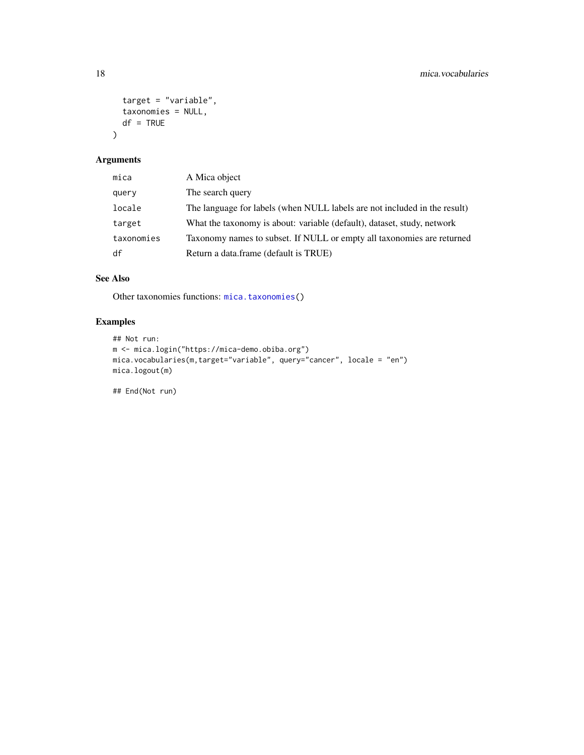```
  target = "variable",
  taxonomies = NULL,
  df = TRUE
)
```

### Arguments

| | |
|---|---|
| mica | A Mica object |
| query | The search query |
| locale | The language for labels (when NULL labels are not included in the result) |
| target | What the taxonomy is about: variable (default), dataset, study, network |
| taxonomies | Taxonomy names to subset. If NULL or empty all taxonomies are returned |
| df | Return a data.frame (default is TRUE) |

### See Also

Other taxonomies functions: mica.taxonomies()

### Examples

```
## Not run:
m <- mica.login("https://mica-demo.obiba.org")
mica.vocabularies(m,target="variable", query="cancer", locale = "en")
mica.logout(m)

## End(Not run)
```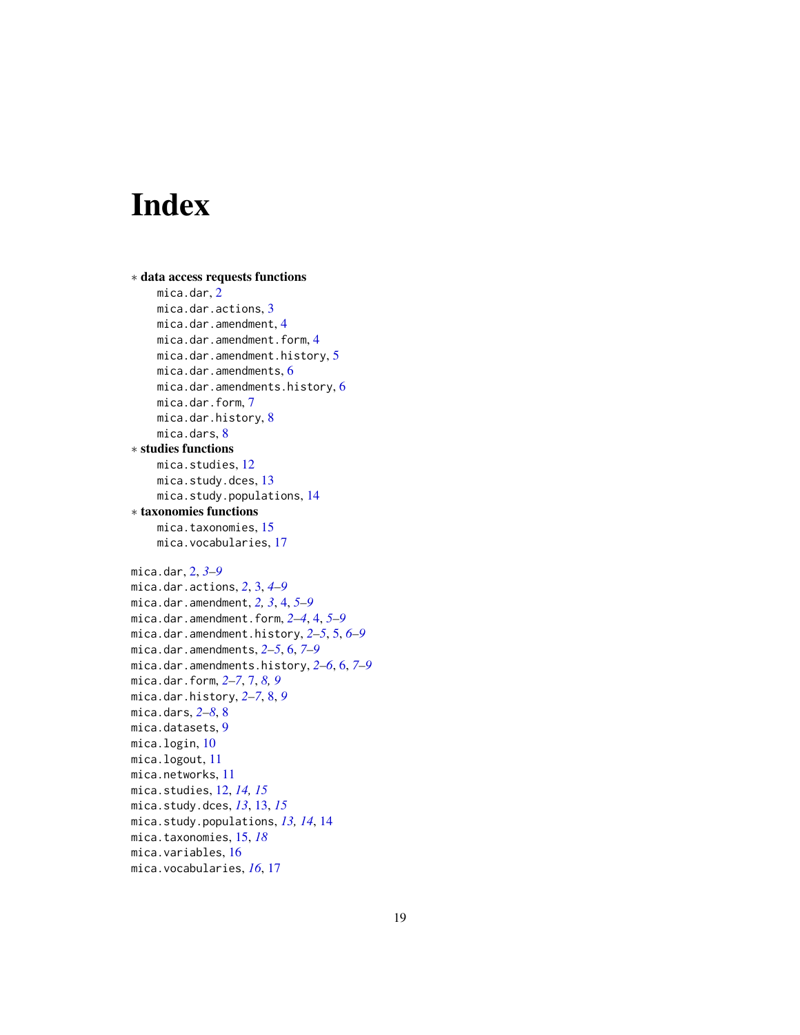# Index

* **data access requests functions**
    - mica.dar, 2
    - mica.dar.actions, 3
    - mica.dar.amendment, 4
    - mica.dar.amendment.form, 4
    - mica.dar.amendment.history, 5
    - mica.dar.amendments, 6
    - mica.dar.amendments.history, 6
    - mica.dar.form, 7
    - mica.dar.history, 8
    - mica.dars, 8
* **studies functions**
    - mica.studies, 12
    - mica.study.dces, 13
    - mica.study.populations, 14
* **taxonomies functions**
    - mica.taxonomies, 15
    - mica.vocabularies, 17

mica.dar, 2, *3–9*
mica.dar.actions, *2*, 3, *4–9*
mica.dar.amendment, *2, 3*, 4, *5–9*
mica.dar.amendment.form, *2–4*, 4, *5–9*
mica.dar.amendment.history, *2–5*, 5, *6–9*
mica.dar.amendments, *2–5*, 6, *7–9*
mica.dar.amendments.history, *2–6*, 6, *7–9*
mica.dar.form, *2–7*, 7, *8, 9*
mica.dar.history, *2–7*, 8, *9*
mica.dars, *2–8*, 8
mica.datasets, 9
mica.login, 10
mica.logout, 11
mica.networks, 11
mica.studies, 12, *14, 15*
mica.study.dces, *13*, 13, *15*
mica.study.populations, *13, 14*, 14
mica.taxonomies, 15, *18*
mica.variables, 16
mica.vocabularies, *16*, 17